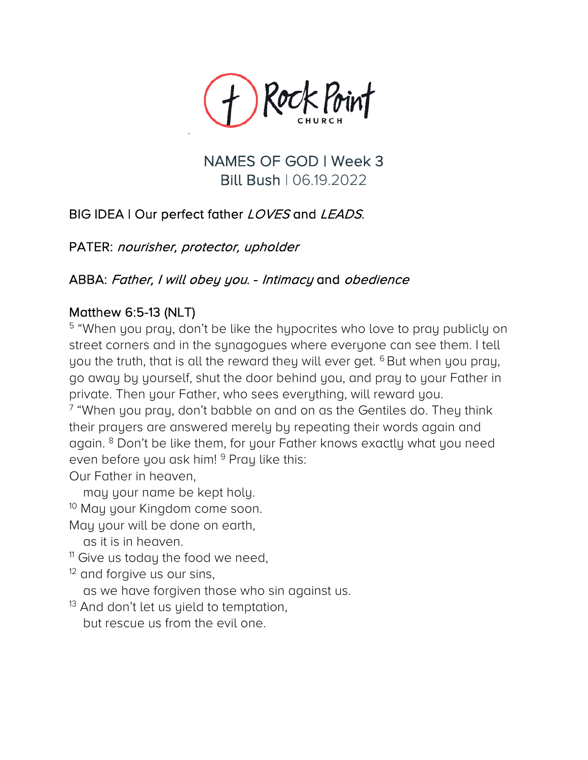Rock Point CHURCH

# NAMES OF GOD | Week 3

Bill Bush | 06.19.2022

BIG IDEA | Our perfect father *LOVES* and *LEADS*.

PATER: *nourisher, protector, upholder*

ABBA: *Father, I will obey you.* - *Intimacy* and *obedience*

## Matthew 6:5-13 (NLT)

5 "When you pray, don't be like the hypocrites who love to pray publicly on street corners and in the synagogues where everyone can see them. I tell you the truth, that is all the reward they will ever get. 6 But when you pray, go away by yourself, shut the door behind you, and pray to your Father in private. Then your Father, who sees everything, will reward you.

7 "When you pray, don't babble on and on as the Gentiles do. They think their prayers are answered merely by repeating their words again and again. 8 Don't be like them, for your Father knows exactly what you need even before you ask him! 9 Pray like this:

Our Father in heaven,
  may your name be kept holy.
10 May your Kingdom come soon.
May your will be done on earth,
  as it is in heaven.
11 Give us today the food we need,
12 and forgive us our sins,
  as we have forgiven those who sin against us.
13 And don't let us yield to temptation,
  but rescue us from the evil one.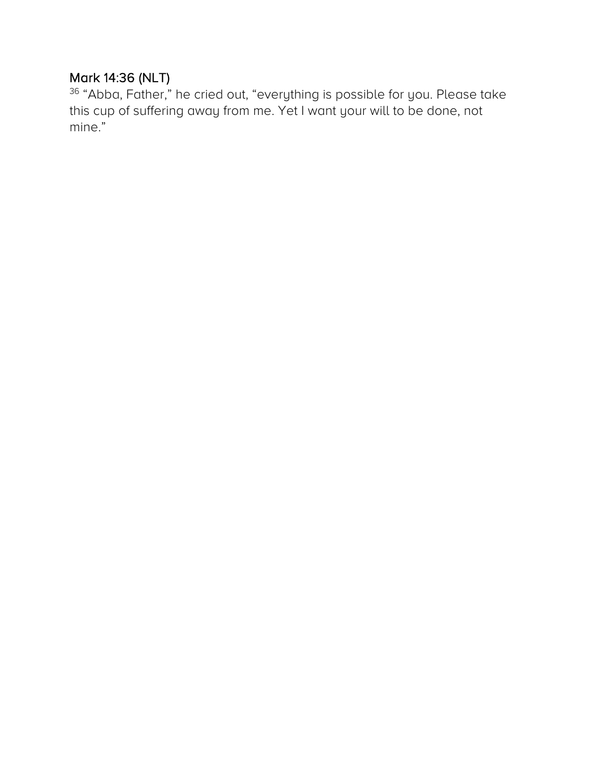### Mark 14:36 (NLT)

[36] "Abba, Father," he cried out, "everything is possible for you. Please take this cup of suffering away from me. Yet I want your will to be done, not mine."